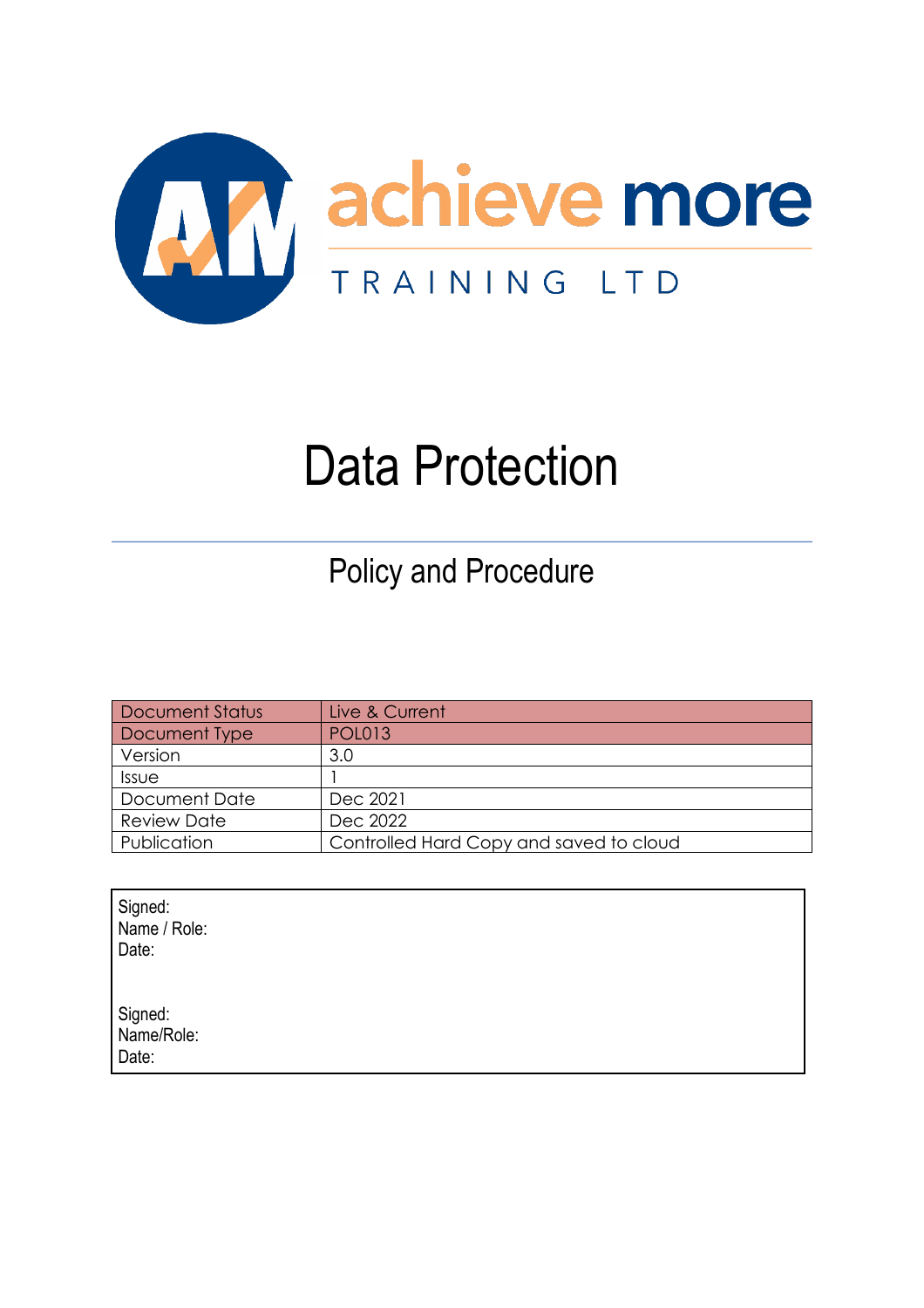achieve more

TRAINING LTD

# Data Protection

## Policy and Procedure

| Document Status | Live & Current |
|---|---|
| Document Type | POL013 |
| Version | 3.0 |
| Issue | 1 |
| Document Date | Dec 2021 |
| Review Date | Dec 2022 |
| Publication | Controlled Hard Copy and saved to cloud |

Signed:
Name / Role:
Date:

Signed:
Name/Role:
Date: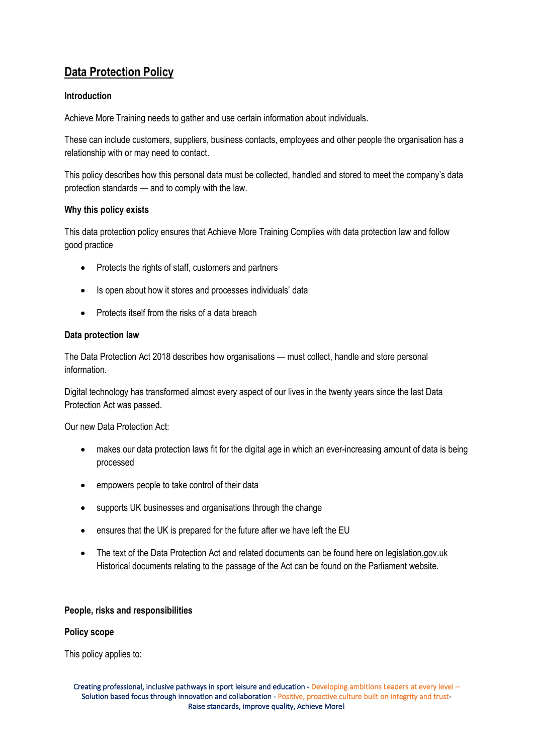## Data Protection Policy

### Introduction

Achieve More Training needs to gather and use certain information about individuals.

These can include customers, suppliers, business contacts, employees and other people the organisation has a relationship with or may need to contact.

This policy describes how this personal data must be collected, handled and stored to meet the company's data protection standards — and to comply with the law.

### Why this policy exists

This data protection policy ensures that Achieve More Training Complies with data protection law and follow good practice

- Protects the rights of staff, customers and partners
- Is open about how it stores and processes individuals' data
- Protects itself from the risks of a data breach

### Data protection law

The Data Protection Act 2018 describes how organisations — must collect, handle and store personal information.

Digital technology has transformed almost every aspect of our lives in the twenty years since the last Data Protection Act was passed.

Our new Data Protection Act:

- makes our data protection laws fit for the digital age in which an ever-increasing amount of data is being processed
- empowers people to take control of their data
- supports UK businesses and organisations through the change
- ensures that the UK is prepared for the future after we have left the EU
- The text of the Data Protection Act and related documents can be found here on legislation.gov.uk Historical documents relating to the passage of the Act can be found on the Parliament website.

### People, risks and responsibilities

### Policy scope

This policy applies to: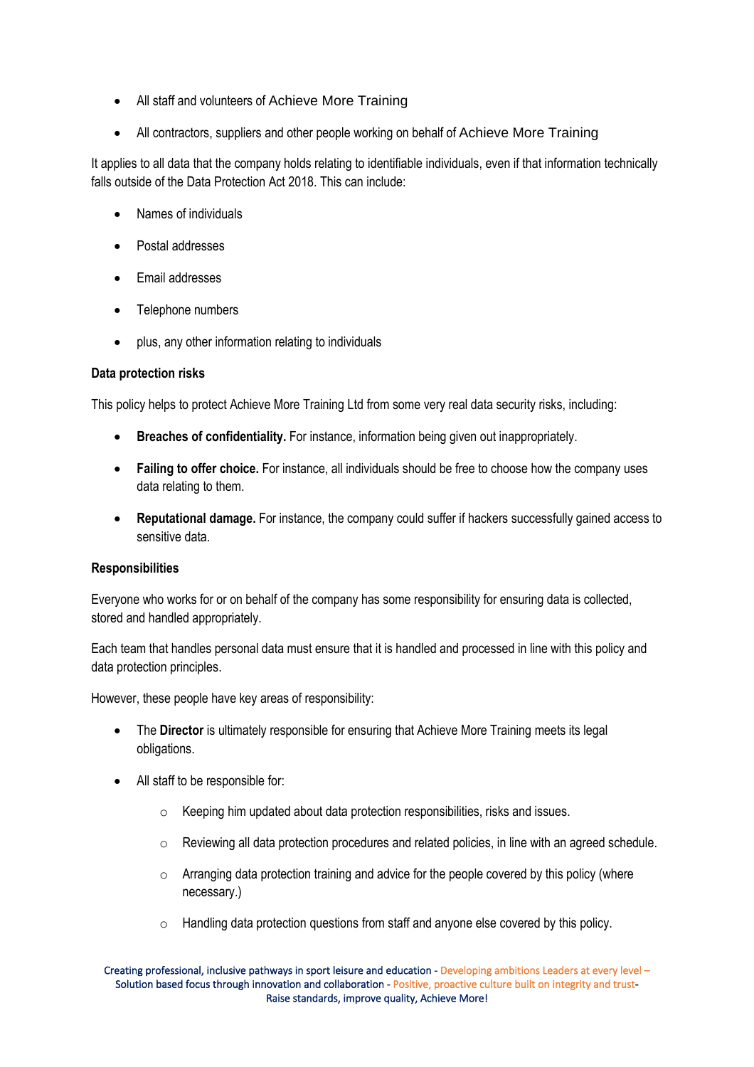- All staff and volunteers of Achieve More Training
- All contractors, suppliers and other people working on behalf of Achieve More Training

It applies to all data that the company holds relating to identifiable individuals, even if that information technically falls outside of the Data Protection Act 2018. This can include:

- Names of individuals
- Postal addresses
- Email addresses
- Telephone numbers
- plus, any other information relating to individuals

**Data protection risks**

This policy helps to protect Achieve More Training Ltd from some very real data security risks, including:

- **Breaches of confidentiality.** For instance, information being given out inappropriately.
- **Failing to offer choice.** For instance, all individuals should be free to choose how the company uses data relating to them.
- **Reputational damage.** For instance, the company could suffer if hackers successfully gained access to sensitive data.

**Responsibilities**

Everyone who works for or on behalf of the company has some responsibility for ensuring data is collected, stored and handled appropriately.

Each team that handles personal data must ensure that it is handled and processed in line with this policy and data protection principles.

However, these people have key areas of responsibility:

- The **Director** is ultimately responsible for ensuring that Achieve More Training meets its legal obligations.
- All staff to be responsible for:
    - Keeping him updated about data protection responsibilities, risks and issues.
    - Reviewing all data protection procedures and related policies, in line with an agreed schedule.
    - Arranging data protection training and advice for the people covered by this policy (where necessary.)
    - Handling data protection questions from staff and anyone else covered by this policy.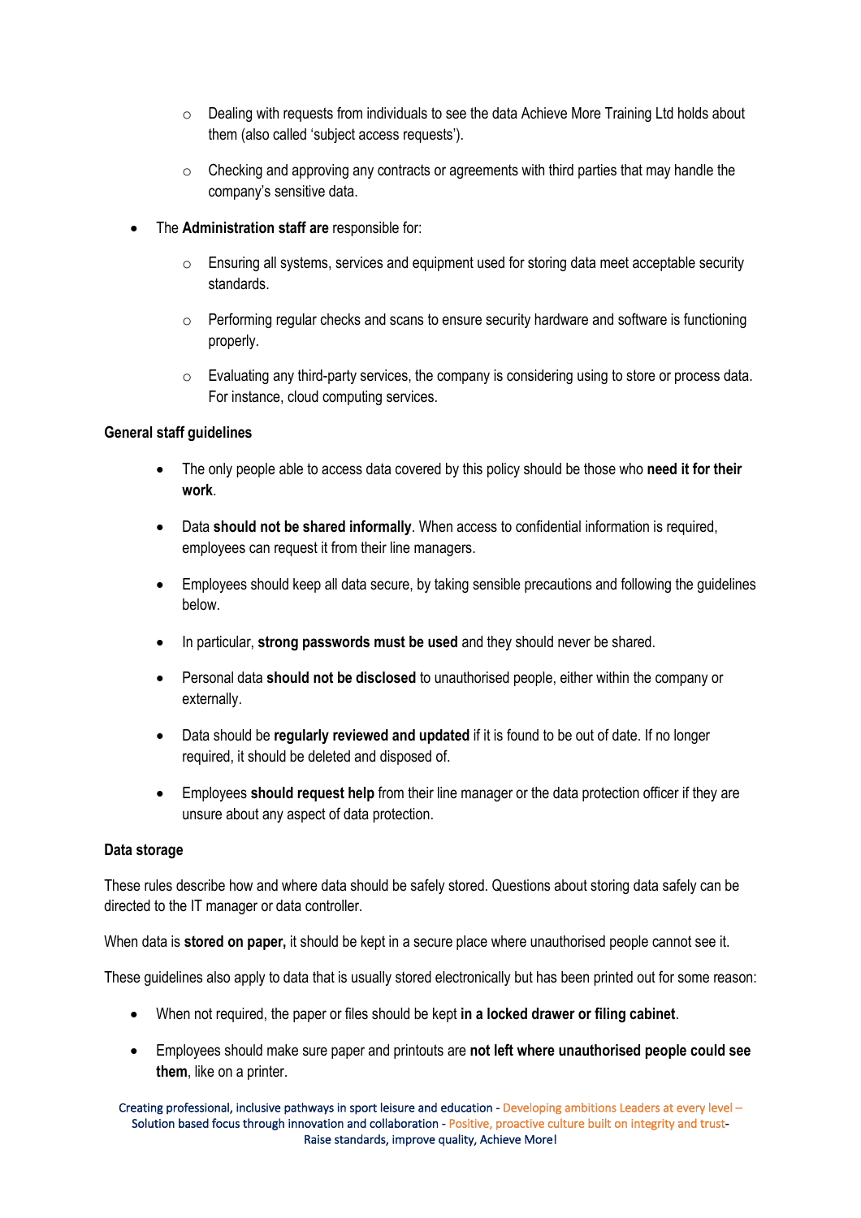- Dealing with requests from individuals to see the data Achieve More Training Ltd holds about them (also called 'subject access requests').
    - Checking and approving any contracts or agreements with third parties that may handle the company's sensitive data.

- The **Administration staff are** responsible for:
    - Ensuring all systems, services and equipment used for storing data meet acceptable security standards.
    - Performing regular checks and scans to ensure security hardware and software is functioning properly.
    - Evaluating any third-party services, the company is considering using to store or process data. For instance, cloud computing services.

**General staff guidelines**

- The only people able to access data covered by this policy should be those who **need it for their work**.
- Data **should not be shared informally**. When access to confidential information is required, employees can request it from their line managers.
- Employees should keep all data secure, by taking sensible precautions and following the guidelines below.
- In particular, **strong passwords must be used** and they should never be shared.
- Personal data **should not be disclosed** to unauthorised people, either within the company or externally.
- Data should be **regularly reviewed and updated** if it is found to be out of date. If no longer required, it should be deleted and disposed of.
- Employees **should request help** from their line manager or the data protection officer if they are unsure about any aspect of data protection.

**Data storage**

These rules describe how and where data should be safely stored. Questions about storing data safely can be directed to the IT manager or data controller.

When data is **stored on paper,** it should be kept in a secure place where unauthorised people cannot see it.

These guidelines also apply to data that is usually stored electronically but has been printed out for some reason:

- When not required, the paper or files should be kept **in a locked drawer or filing cabinet**.
- Employees should make sure paper and printouts are **not left where unauthorised people could see them**, like on a printer.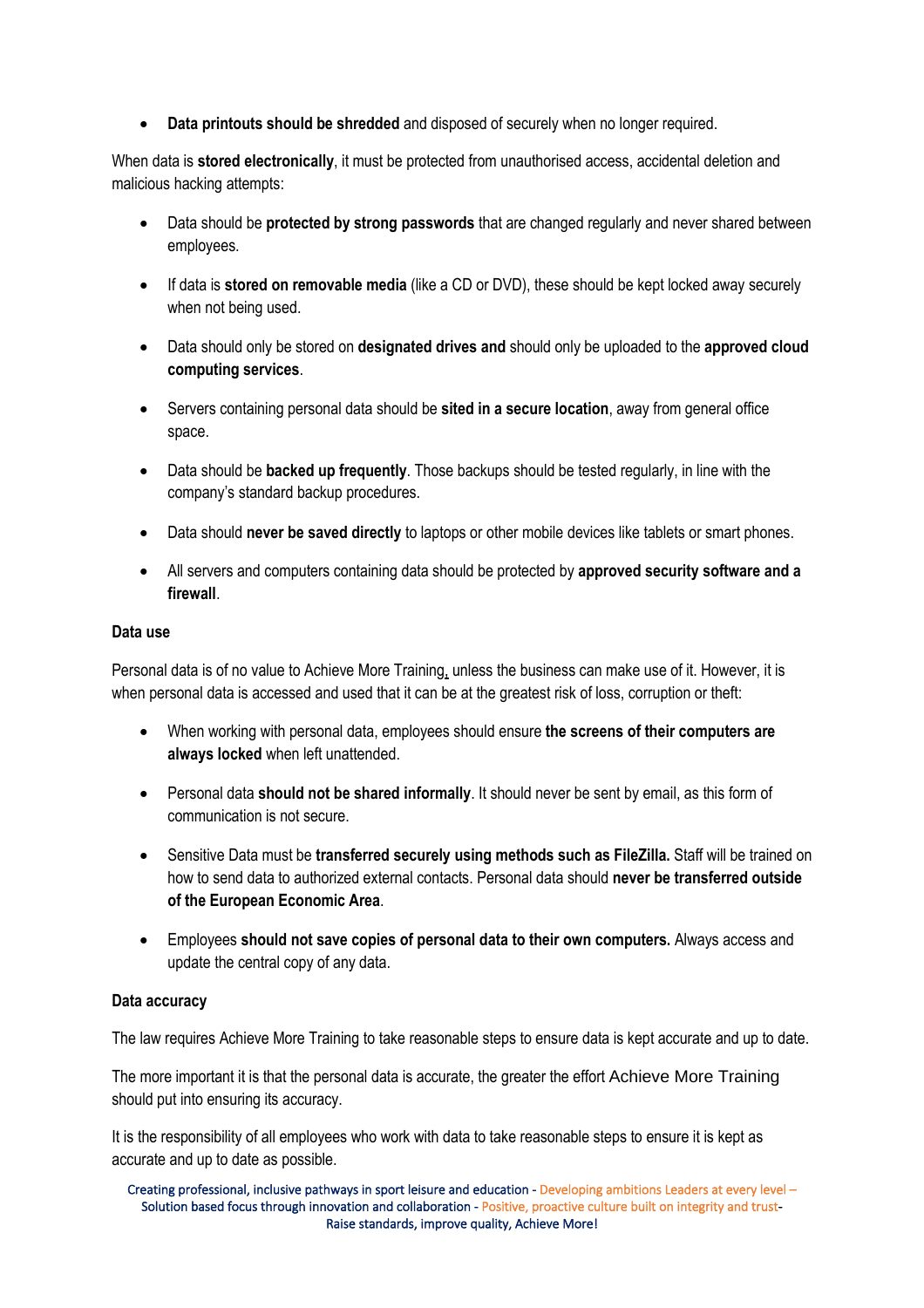- **Data printouts should be shredded** and disposed of securely when no longer required.

When data is **stored electronically**, it must be protected from unauthorised access, accidental deletion and malicious hacking attempts:

- Data should be **protected by strong passwords** that are changed regularly and never shared between employees.
- If data is **stored on removable media** (like a CD or DVD), these should be kept locked away securely when not being used.
- Data should only be stored on **designated drives and** should only be uploaded to the **approved cloud computing services**.
- Servers containing personal data should be **sited in a secure location**, away from general office space.
- Data should be **backed up frequently**. Those backups should be tested regularly, in line with the company's standard backup procedures.
- Data should **never be saved directly** to laptops or other mobile devices like tablets or smart phones.
- All servers and computers containing data should be protected by **approved security software and a firewall**.

**Data use**

Personal data is of no value to Achieve More Training, unless the business can make use of it. However, it is when personal data is accessed and used that it can be at the greatest risk of loss, corruption or theft:

- When working with personal data, employees should ensure **the screens of their computers are always locked** when left unattended.
- Personal data **should not be shared informally**. It should never be sent by email, as this form of communication is not secure.
- Sensitive Data must be **transferred securely using methods such as FileZilla.** Staff will be trained on how to send data to authorized external contacts. Personal data should **never be transferred outside of the European Economic Area**.
- Employees **should not save copies of personal data to their own computers.** Always access and update the central copy of any data.

**Data accuracy**

The law requires Achieve More Training to take reasonable steps to ensure data is kept accurate and up to date.

The more important it is that the personal data is accurate, the greater the effort Achieve More Training should put into ensuring its accuracy.

It is the responsibility of all employees who work with data to take reasonable steps to ensure it is kept as accurate and up to date as possible.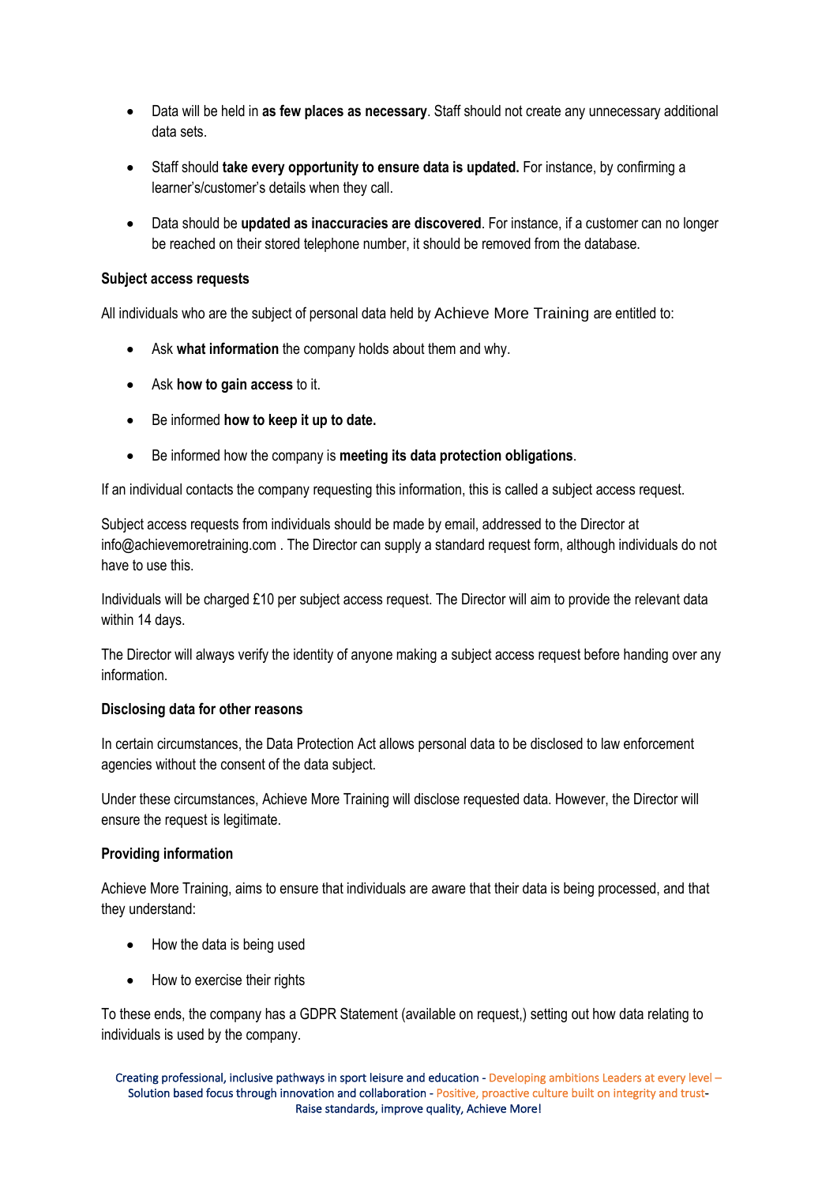- Data will be held in **as few places as necessary**. Staff should not create any unnecessary additional data sets.
- Staff should **take every opportunity to ensure data is updated.** For instance, by confirming a learner's/customer's details when they call.
- Data should be **updated as inaccuracies are discovered**. For instance, if a customer can no longer be reached on their stored telephone number, it should be removed from the database.

**Subject access requests**

All individuals who are the subject of personal data held by Achieve More Training are entitled to:

- Ask **what information** the company holds about them and why.
- Ask **how to gain access** to it.
- Be informed **how to keep it up to date.**
- Be informed how the company is **meeting its data protection obligations**.

If an individual contacts the company requesting this information, this is called a subject access request.

Subject access requests from individuals should be made by email, addressed to the Director at info@achievemoretraining.com . The Director can supply a standard request form, although individuals do not have to use this.

Individuals will be charged £10 per subject access request. The Director will aim to provide the relevant data within 14 days.

The Director will always verify the identity of anyone making a subject access request before handing over any information.

**Disclosing data for other reasons**

In certain circumstances, the Data Protection Act allows personal data to be disclosed to law enforcement agencies without the consent of the data subject.

Under these circumstances, Achieve More Training will disclose requested data. However, the Director will ensure the request is legitimate.

**Providing information**

Achieve More Training, aims to ensure that individuals are aware that their data is being processed, and that they understand:

- How the data is being used
- How to exercise their rights

To these ends, the company has a GDPR Statement (available on request,) setting out how data relating to individuals is used by the company.